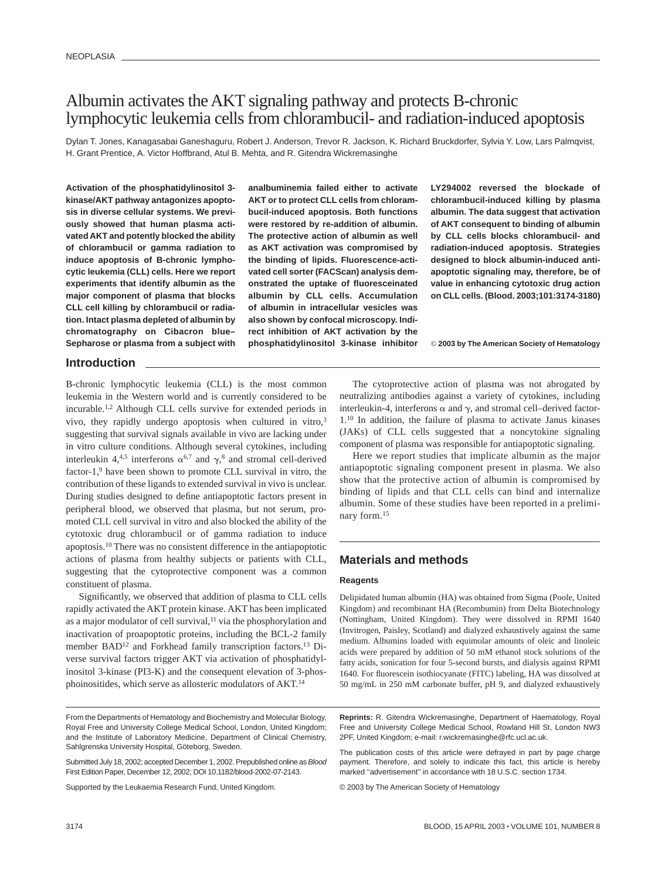NEOPLASIA

# Albumin activates the AKT signaling pathway and protects B-chronic lymphocytic leukemia cells from chlorambucil- and radiation-induced apoptosis

Dylan T. Jones, Kanagasabai Ganeshaguru, Robert J. Anderson, Trevor R. Jackson, K. Richard Bruckdorfer, Sylvia Y. Low, Lars Palmqvist, H. Grant Prentice, A. Victor Hoffbrand, Atul B. Mehta, and R. Gitendra Wickremasinghe

**Activation of the phosphatidylinositol 3-kinase/AKT pathway antagonizes apoptosis in diverse cellular systems. We previously showed that human plasma activated AKT and potently blocked the ability of chlorambucil or gamma radiation to induce apoptosis of B-chronic lymphocytic leukemia (CLL) cells. Here we report experiments that identify albumin as the major component of plasma that blocks CLL cell killing by chlorambucil or radiation. Intact plasma depleted of albumin by chromatography on Cibacron blue–Sepharose or plasma from a subject with analbuminemia failed either to activate AKT or to protect CLL cells from chlorambucil-induced apoptosis. Both functions were restored by re-addition of albumin. The protective action of albumin as well as AKT activation was compromised by the binding of lipids. Fluorescence-activated cell sorter (FACScan) analysis demonstrated the uptake of fluoresceinated albumin by CLL cells. Accumulation of albumin in intracellular vesicles was also shown by confocal microscopy. Indirect inhibition of AKT activation by the phosphatidylinositol 3-kinase inhibitor LY294002 reversed the blockade of chlorambucil-induced killing by plasma albumin. The data suggest that activation of AKT consequent to binding of albumin by CLL cells blocks chlorambucil- and radiation-induced apoptosis. Strategies designed to block albumin-induced antiapoptotic signaling may, therefore, be of value in enhancing cytotoxic drug action on CLL cells. (Blood. 2003;101:3174-3180)**

© 2003 by The American Society of Hematology

## Introduction

B-chronic lymphocytic leukemia (CLL) is the most common leukemia in the Western world and is currently considered to be incurable.[1,2] Although CLL cells survive for extended periods in vivo, they rapidly undergo apoptosis when cultured in vitro,[3] suggesting that survival signals available in vivo are lacking under in vitro culture conditions. Although several cytokines, including interleukin 4,[4,5] interferons $\alpha$[6,7] and $\gamma$,[8] and stromal cell-derived factor-1,[9] have been shown to promote CLL survival in vitro, the contribution of these ligands to extended survival in vivo is unclear. During studies designed to define antiapoptotic factors present in peripheral blood, we observed that plasma, but not serum, promoted CLL cell survival in vitro and also blocked the ability of the cytotoxic drug chlorambucil or of gamma radiation to induce apoptosis.[10] There was no consistent difference in the antiapoptotic actions of plasma from healthy subjects or patients with CLL, suggesting that the cytoprotective component was a common constituent of plasma.

Significantly, we observed that addition of plasma to CLL cells rapidly activated the AKT protein kinase. AKT has been implicated as a major modulator of cell survival,[11] via the phosphorylation and inactivation of proapoptotic proteins, including the BCL-2 family member BAD[12] and Forkhead family transcription factors.[13] Diverse survival factors trigger AKT via activation of phosphatidylinositol 3-kinase (PI3-K) and the consequent elevation of 3-phosphoinositides, which serve as allosteric modulators of AKT.[14]

The cytoprotective action of plasma was not abrogated by neutralizing antibodies against a variety of cytokines, including interleukin-4, interferons $\alpha$ and $\gamma$, and stromal cell–derived factor-1.[10] In addition, the failure of plasma to activate Janus kinases (JAKs) of CLL cells suggested that a noncytokine signaling component of plasma was responsible for antiapoptotic signaling.

Here we report studies that implicate albumin as the major antiapoptotic signaling component present in plasma. We also show that the protective action of albumin is compromised by binding of lipids and that CLL cells can bind and internalize albumin. Some of these studies have been reported in a preliminary form.[15]

## Materials and methods

### Reagents

Delipidated human albumin (HA) was obtained from Sigma (Poole, United Kingdom) and recombinant HA (Recombumin) from Delta Biotechnology (Nottingham, United Kingdom). They were dissolved in RPMI 1640 (Invitrogen, Paisley, Scotland) and dialyzed exhaustively against the same medium. Albumins loaded with equimolar amounts of oleic and linoleic acids were prepared by addition of 50 mM ethanol stock solutions of the fatty acids, sonication for four 5-second bursts, and dialysis against RPMI 1640. For fluorescein isothiocyanate (FITC) labeling, HA was dissolved at 50 mg/mL in 250 mM carbonate buffer, pH 9, and dialyzed exhaustively

From the Departments of Hematology and Biochemistry and Molecular Biology, Royal Free and University College Medical School, London, United Kingdom; and the Institute of Laboratory Medicine, Department of Clinical Chemistry, Sahlgrenska University Hospital, Göteborg, Sweden.

Submitted July 18, 2002; accepted December 1, 2002. Prepublished online as *Blood* First Edition Paper, December 12, 2002; DOI 10.1182/blood-2002-07-2143.

Supported by the Leukaemia Research Fund, United Kingdom.

**Reprints:** R. Gitendra Wickremasinghe, Department of Haematology, Royal Free and University College Medical School, Rowland Hill St, London NW3 2PF, United Kingdom; e-mail: r.wickremasinghe@rfc.ucl.ac.uk.

The publication costs of this article were defrayed in part by page charge payment. Therefore, and solely to indicate this fact, this article is hereby marked "advertisement" in accordance with 18 U.S.C. section 1734.

© 2003 by The American Society of Hematology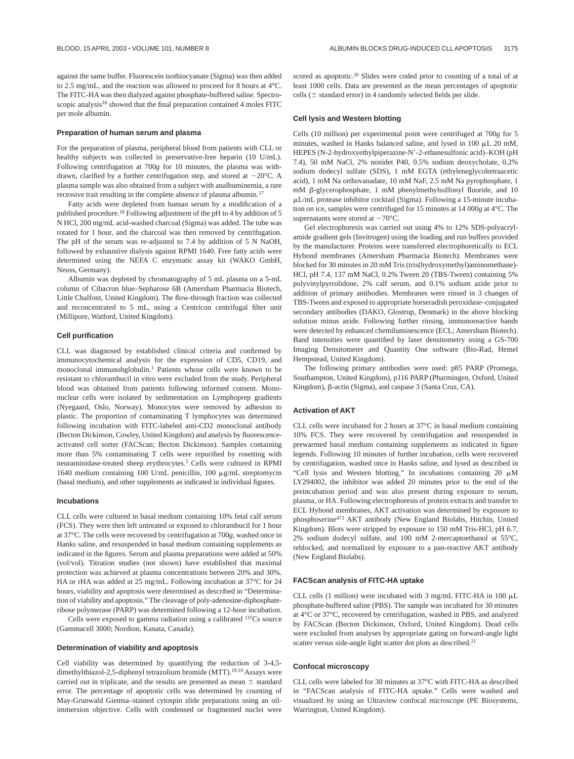against the same buffer. Fluorescein isothiocyanate (Sigma) was then added to 2.5 mg/mL, and the reaction was allowed to proceed for 8 hours at 4°C. The FITC-HA was then dialyzed against phosphate-buffered saline. Spectroscopic analysis[16] showed that the final preparation contained 4 moles FITC per mole albumin.

### Preparation of human serum and plasma

For the preparation of plasma, peripheral blood from patients with CLL or healthy subjects was collected in preservative-free heparin (10 U/mL). Following centrifugation at 700*g* for 10 minutes, the plasma was withdrawn, clarified by a further centrifugation step, and stored at −20°C. A plasma sample was also obtained from a subject with analbuminemia, a rare recessive trait resulting in the complete absence of plasma albumin.[17]

Fatty acids were depleted from human serum by a modification of a published procedure.[18] Following adjustment of the pH to 4 by addition of 5 N HCl, 200 mg/mL acid-washed charcoal (Sigma) was added. The tube was rotated for 1 hour, and the charcoal was then removed by centrifugation. The pH of the serum was re-adjusted to 7.4 by addition of 5 N NaOH, followed by exhaustive dialysis against RPMI 1640. Free fatty acids were determined using the NEFA C enzymatic assay kit (WAKO GmbH, Neuss, Germany).

Albumin was depleted by chromatography of 5 mL plasma on a 5-mL column of Cibacron blue–Sepharose 6B (Amersham Pharmacia Biotech, Little Chalfont, United Kingdom). The flow-through fraction was collected and reconcentrated to 5 mL, using a Centricon centrifugal filter unit (Millipore, Watford, United Kingdom).

### Cell purification

CLL was diagnosed by established clinical criteria and confirmed by immunocytochemical analysis for the expression of CD5, CD19, and monoclonal immunobglobulin.[1] Patients whose cells were known to be resistant to chlorambucil in vitro were excluded from the study. Peripheral blood was obtained from patients following informed consent. Mononuclear cells were isolated by sedimentation on Lymphoprep gradients (Nyegaard, Oslo, Norway). Monocytes were removed by adhesion to plastic. The proportion of contaminating T lymphocytes was determined following incubation with FITC-labeled anti-CD2 monoclonal antibody (Becton Dickinson, Cowley, United Kingdom) and analysis by fluorescence-activated cell sorter (FACScan; Becton Dickinson). Samples containing more than 5% contaminating T cells were repurified by rosetting with neuraminidase-treated sheep erythrocytes.[5] Cells were cultured in RPMI 1640 medium containing 100 U/mL penicillin, 100 μg/mL streptomycin (basal medium), and other supplements as indicated in individual figures.

### Incubations

CLL cells were cultured in basal medium containing 10% fetal calf serum (FCS). They were then left untreated or exposed to chlorambucil for 1 hour at 37°C. The cells were recovered by centrifugation at 700*g*, washed once in Hanks saline, and resuspended in basal medium containing supplements as indicated in the figures. Serum and plasma preparations were added at 50% (vol/vol). Titration studies (not shown) have established that maximal protection was achieved at plasma concentrations between 20% and 30%. HA or rHA was added at 25 mg/mL. Following incubation at 37°C for 24 hours, viability and apoptosis were determined as described in "Determination of viability and apoptosis." The cleavage of poly-adenosine-diphosphate-ribose polymerase (PARP) was determined following a 12-hour incubation.

Cells were exposed to gamma radiation using a calibrated $^{137}$Cs source (Gammacell 3000; Nordion, Kanata, Canada).

### Determination of viability and apoptosis

Cell viability was determined by quantifying the reduction of 3-4,5-dimethylthiazol-2,5-diphenyl tetrazolium bromide (MTT).[10,19] Assays were carried out in triplicate, and the results are presented as mean ± standard error. The percentage of apoptotic cells was determined by counting of May-Grunwald Giemsa–stained cytospin slide preparations using an oil-immersion objective. Cells with condensed or fragmented nuclei were scored as apoptotic.[20] Slides were coded prior to counting of a total of at least 1000 cells. Data are presented as the mean percentages of apoptotic cells (± standard error) in 4 randomly selected fields per slide.

### Cell lysis and Western blotting

Cells (10 million) per experimental point were centrifuged at 700*g* for 5 minutes, washed in Hanks balanced saline, and lysed in 100 μL 20 mM, HEPES (N-2-hydroxyethylpiperazine-N′-2-ethanesulfonic acid)–KOH (pH 7.4), 50 mM NaCl, 2% nonidet P40, 0.5% sodium deoxycholate, 0.2% sodium dodecyl sulfate (SDS), 1 mM EGTA (ethyleneglycoltetraacetic acid), 1 mM Na orthovanadate, 10 mM NaF, 2.5 mM Na pyrophosphate, 1 mM β-glycerophosphate, 1 mM phenylmethylsulfonyl fluoride, and 10 μL/mL protease inhibitor cocktail (Sigma). Following a 15-minute incubation on ice, samples were centrifuged for 15 minutes at 14 000*g* at 4°C. The supernatants were stored at −70°C.

Gel electrophoresis was carried out using 4% to 12% SDS-polyacrylamide gradient gels (Invitrogen) using the loading and run buffers provided by the manufacturer. Proteins were transferred electrophoretically to ECL Hybond membranes (Amersham Pharmacia Biotech). Membranes were blocked for 30 minutes in 20 mM Tris (tris(hydroxymethyl)aminomethane)-HCl, pH 7.4, 137 mM NaCl, 0.2% Tween 20 (TBS-Tween) containing 5% polyvinylpyrrolidone, 2% calf serum, and 0.1% sodium azide prior to addition of primary antibodies. Membranes were rinsed in 3 changes of TBS-Tween and exposed to appropriate horseradish peroxidase–conjugated secondary antibodies (DAKO, Glostrup, Denmark) in the above blocking solution minus azide. Following further rinsing, immunoreactive bands were detected by enhanced chemiluminescence (ECL; Amersham Biotech). Band intensities were quantified by laser densitometry using a GS-700 Imaging Densitometer and Quantity One software (Bio-Rad, Hemel Hempstead, United Kingdom).

The following primary antibodies were used: p85 PARP (Promega, Southampton, United Kingdom), p116 PARP (Pharmingen, Oxford, United Kingdom), β-actin (Sigma), and caspase 3 (Santa Cruz, CA).

### Activation of AKT

CLL cells were incubated for 2 hours at 37°C in basal medium containing 10% FCS. They were recovered by centrifugation and resuspended in prewarmed basal medium containing supplements as indicated in figure legends. Following 10 minutes of further incubation, cells were recovered by centrifugation, washed once in Hanks saline, and lysed as described in "Cell lysis and Western blotting." In incubations containing 20 μM LY294002, the inhibitor was added 20 minutes prior to the end of the preincubation period and was also present during exposure to serum, plasma, or HA. Following electrophoresis of protein extracts and transfer to ECL Hybond membranes, AKT activation was determined by exposure to phosphoserine$^{473}$ AKT antibody (New England Biolabs, Hitchin, United Kingdom). Blots were stripped by exposure to 150 mM Tris-HCl, pH 6.7, 2% sodium dodecyl sulfate, and 100 mM 2-mercaptoethanol at 55°C, reblocked, and normalized by exposure to a pan-reactive AKT antibody (New England Biolabs).

### FACScan analysis of FITC-HA uptake

CLL cells (1 million) were incubated with 3 mg/mL FITC-HA in 100 μL phosphate-buffered saline (PBS). The sample was incubated for 30 minutes at 4°C or 37°C, recovered by centrifugation, washed in PBS, and analyzed by FACScan (Becton Dickinson, Oxford, United Kingdom). Dead cells were excluded from analyses by appropriate gating on forward-angle light scatter versus side-angle light scatter dot plots as described.[21]

### Confocal microscopy

CLL cells were labeled for 30 minutes at 37°C with FITC-HA as described in "FACScan analysis of FITC-HA uptake." Cells were washed and visualized by using an Ultraview confocal microscope (PE Biosystems, Warrington, United Kingdom).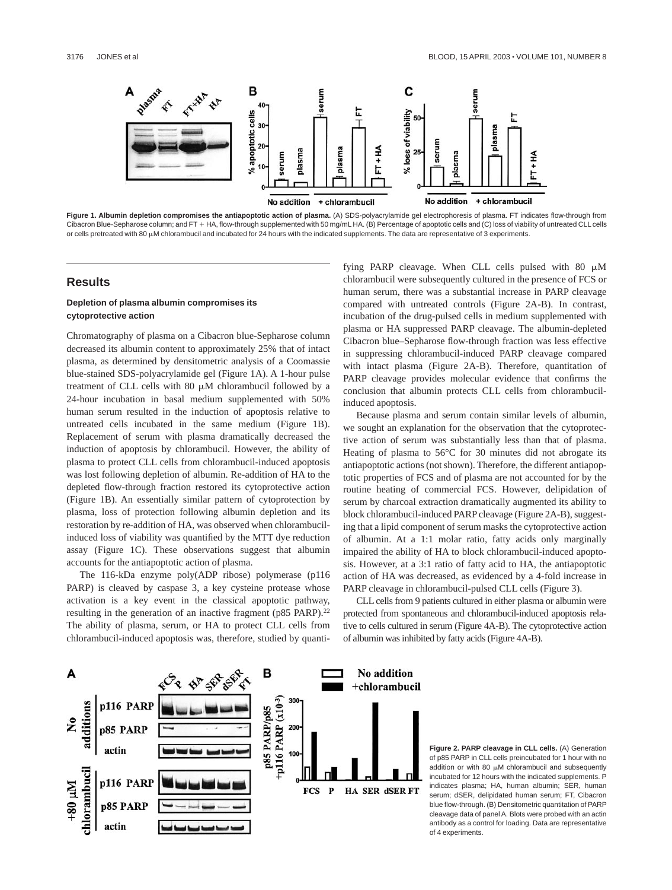**Figure 1. Albumin depletion compromises the antiapoptotic action of plasma.** (A) SDS-polyacrylamide gel electrophoresis of plasma. FT indicates flow-through from Cibacron Blue-Sepharose column; and FT + HA, flow-through supplemented with 50 mg/mL HA. (B) Percentage of apoptotic cells and (C) loss of viability of untreated CLL cells or cells pretreated with 80 μM chlorambucil and incubated for 24 hours with the indicated supplements. The data are representative of 3 experiments.

## Results

### Depletion of plasma albumin compromises its cytoprotective action

Chromatography of plasma on a Cibacron blue-Sepharose column decreased its albumin content to approximately 25% that of intact plasma, as determined by densitometric analysis of a Coomassie blue-stained SDS-polyacrylamide gel (Figure 1A). A 1-hour pulse treatment of CLL cells with 80 μM chlorambucil followed by a 24-hour incubation in basal medium supplemented with 50% human serum resulted in the induction of apoptosis relative to untreated cells incubated in the same medium (Figure 1B). Replacement of serum with plasma dramatically decreased the induction of apoptosis by chlorambucil. However, the ability of plasma to protect CLL cells from chlorambucil-induced apoptosis was lost following depletion of albumin. Re-addition of HA to the depleted flow-through fraction restored its cytoprotective action (Figure 1B). An essentially similar pattern of cytoprotection by plasma, loss of protection following albumin depletion and its restoration by re-addition of HA, was observed when chlorambucil-induced loss of viability was quantified by the MTT dye reduction assay (Figure 1C). These observations suggest that albumin accounts for the antiapoptotic action of plasma.

The 116-kDa enzyme poly(ADP ribose) polymerase (p116 PARP) is cleaved by caspase 3, a key cysteine protease whose activation is a key event in the classical apoptotic pathway, resulting in the generation of an inactive fragment (p85 PARP).[22] The ability of plasma, serum, or HA to protect CLL cells from chlorambucil-induced apoptosis was, therefore, studied by quantifying PARP cleavage. When CLL cells pulsed with 80 μM chlorambucil were subsequently cultured in the presence of FCS or human serum, there was a substantial increase in PARP cleavage compared with untreated controls (Figure 2A-B). In contrast, incubation of the drug-pulsed cells in medium supplemented with plasma or HA suppressed PARP cleavage. The albumin-depleted Cibacron blue–Sepharose flow-through fraction was less effective in suppressing chlorambucil-induced PARP cleavage compared with intact plasma (Figure 2A-B). Therefore, quantitation of PARP cleavage provides molecular evidence that confirms the conclusion that albumin protects CLL cells from chlorambucil-induced apoptosis.

Because plasma and serum contain similar levels of albumin, we sought an explanation for the observation that the cytoprotective action of serum was substantially less than that of plasma. Heating of plasma to 56°C for 30 minutes did not abrogate its antiapoptotic actions (not shown). Therefore, the different antiapoptotic properties of FCS and of plasma are not accounted for by the routine heating of commercial FCS. However, delipidation of serum by charcoal extraction dramatically augmented its ability to block chlorambucil-induced PARP cleavage (Figure 2A-B), suggesting that a lipid component of serum masks the cytoprotective action of albumin. At a 1:1 molar ratio, fatty acids only marginally impaired the ability of HA to block chlorambucil-induced apoptosis. However, at a 3:1 ratio of fatty acid to HA, the antiapoptotic action of HA was decreased, as evidenced by a 4-fold increase in PARP cleavage in chlorambucil-pulsed CLL cells (Figure 3).

CLL cells from 9 patients cultured in either plasma or albumin were protected from spontaneous and chlorambucil-induced apoptosis relative to cells cultured in serum (Figure 4A-B). The cytoprotective action of albumin was inhibited by fatty acids (Figure 4A-B).

**Figure 2. PARP cleavage in CLL cells.** (A) Generation of p85 PARP in CLL cells preincubated for 1 hour with no addition or with 80 μM chlorambucil and subsequently incubated for 12 hours with the indicated supplements. P indicates plasma; HA, human albumin; SER, human serum; dSER, delipidated human serum; FT, Cibacron blue flow-through. (B) Densitometric quantitation of PARP cleavage data of panel A. Blots were probed with an actin antibody as a control for loading. Data are representative of 4 experiments.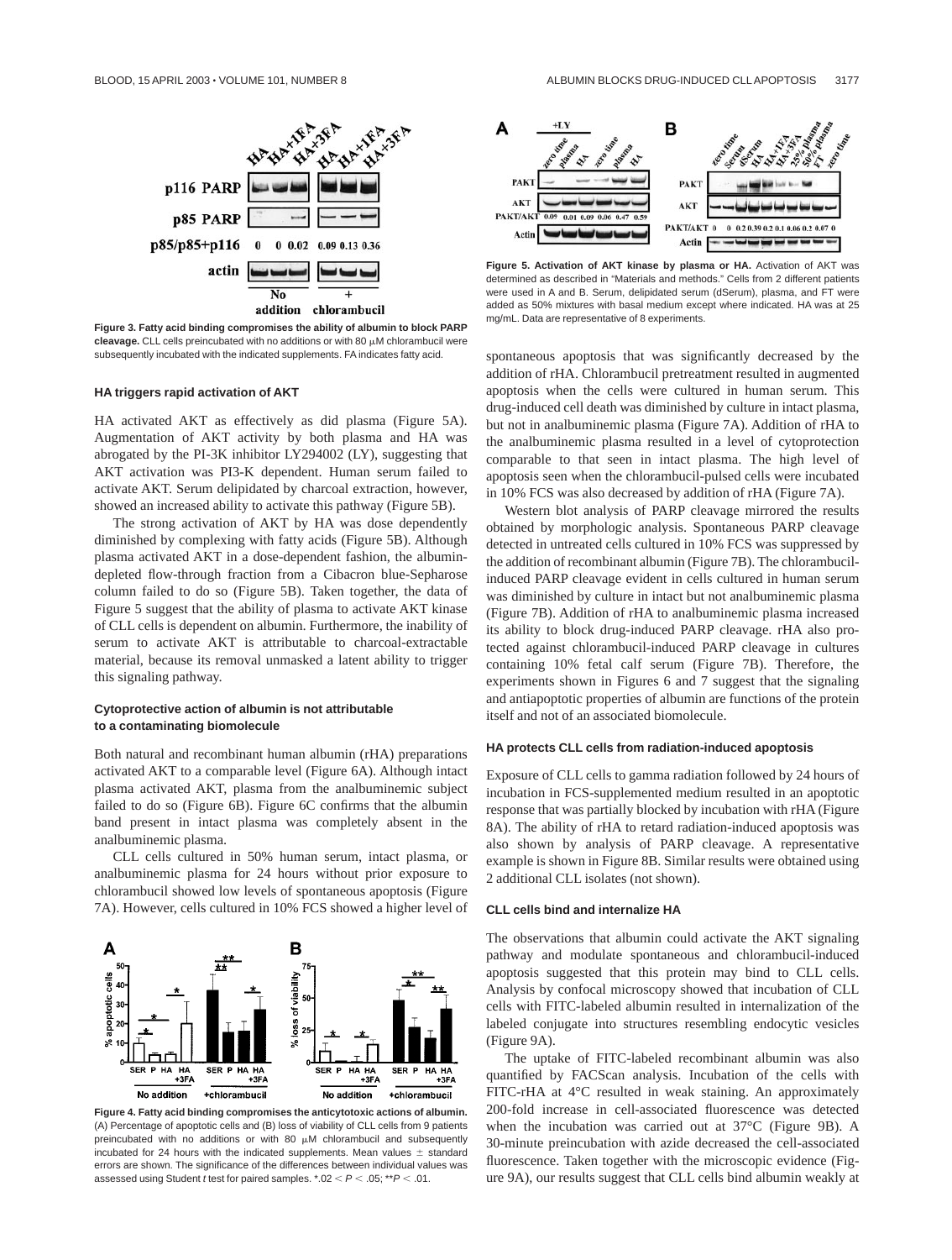**Figure 3. Fatty acid binding compromises the ability of albumin to block PARP cleavage.** CLL cells preincubated with no additions or with 80 μM chlorambucil were subsequently incubated with the indicated supplements. FA indicates fatty acid.

### HA triggers rapid activation of AKT

HA activated AKT as effectively as did plasma (Figure 5A). Augmentation of AKT activity by both plasma and HA was abrogated by the PI-3K inhibitor LY294002 (LY), suggesting that AKT activation was PI3-K dependent. Human serum failed to activate AKT. Serum delipidated by charcoal extraction, however, showed an increased ability to activate this pathway (Figure 5B).

The strong activation of AKT by HA was dose dependently diminished by complexing with fatty acids (Figure 5B). Although plasma activated AKT in a dose-dependent fashion, the albumin-depleted flow-through fraction from a Cibacron blue-Sepharose column failed to do so (Figure 5B). Taken together, the data of Figure 5 suggest that the ability of plasma to activate AKT kinase of CLL cells is dependent on albumin. Furthermore, the inability of serum to activate AKT is attributable to charcoal-extractable material, because its removal unmasked a latent ability to trigger this signaling pathway.

### Cytoprotective action of albumin is not attributable to a contaminating biomolecule

Both natural and recombinant human albumin (rHA) preparations activated AKT to a comparable level (Figure 6A). Although intact plasma activated AKT, plasma from the analbuminemic subject failed to do so (Figure 6B). Figure 6C confirms that the albumin band present in intact plasma was completely absent in the analbuminemic plasma.

CLL cells cultured in 50% human serum, intact plasma, or analbuminemic plasma for 24 hours without prior exposure to chlorambucil showed low levels of spontaneous apoptosis (Figure 7A). However, cells cultured in 10% FCS showed a higher level of spontaneous apoptosis that was significantly decreased by the addition of rHA. Chlorambucil pretreatment resulted in augmented apoptosis when the cells were cultured in human serum. This drug-induced cell death was diminished by culture in intact plasma, but not in analbuminemic plasma (Figure 7A). Addition of rHA to the analbuminemic plasma resulted in a level of cytoprotection comparable to that seen in intact plasma. The high level of apoptosis seen when the chlorambucil-pulsed cells were incubated in 10% FCS was also decreased by addition of rHA (Figure 7A).

Western blot analysis of PARP cleavage mirrored the results obtained by morphologic analysis. Spontaneous PARP cleavage detected in untreated cells cultured in 10% FCS was suppressed by the addition of recombinant albumin (Figure 7B). The chlorambucil-induced PARP cleavage evident in cells cultured in human serum was diminished by culture in intact but not analbuminemic plasma (Figure 7B). Addition of rHA to analbuminemic plasma increased its ability to block drug-induced PARP cleavage. rHA also protected against chlorambucil-induced PARP cleavage in cultures containing 10% fetal calf serum (Figure 7B). Therefore, the experiments shown in Figures 6 and 7 suggest that the signaling and antiapoptotic properties of albumin are functions of the protein itself and not of an associated biomolecule.

**Figure 4. Fatty acid binding compromises the anticytotoxic actions of albumin.** (A) Percentage of apoptotic cells and (B) loss of viability of CLL cells from 9 patients preincubated with no additions or with 80 μM chlorambucil and subsequently incubated for 24 hours with the indicated supplements. Mean values ± standard errors are shown. The significance of the differences between individual values was assessed using Student *t* test for paired samples. $*.02 < P < .05$; $**P < .01$.

**Figure 5. Activation of AKT kinase by plasma or HA.** Activation of AKT was determined as described in "Materials and methods." Cells from 2 different patients were used in A and B. Serum, delipidated serum (dSerum), plasma, and FT were added as 50% mixtures with basal medium except where indicated. HA was at 25 mg/mL. Data are representative of 8 experiments.

### HA protects CLL cells from radiation-induced apoptosis

Exposure of CLL cells to gamma radiation followed by 24 hours of incubation in FCS-supplemented medium resulted in an apoptotic response that was partially blocked by incubation with rHA (Figure 8A). The ability of rHA to retard radiation-induced apoptosis was also shown by analysis of PARP cleavage. A representative example is shown in Figure 8B. Similar results were obtained using 2 additional CLL isolates (not shown).

### CLL cells bind and internalize HA

The observations that albumin could activate the AKT signaling pathway and modulate spontaneous and chlorambucil-induced apoptosis suggested that this protein may bind to CLL cells. Analysis by confocal microscopy showed that incubation of CLL cells with FITC-labeled albumin resulted in internalization of the labeled conjugate into structures resembling endocytic vesicles (Figure 9A).

The uptake of FITC-labeled recombinant albumin was also quantified by FACScan analysis. Incubation of the cells with FITC-rHA at 4°C resulted in weak staining. An approximately 200-fold increase in cell-associated fluorescence was detected when the incubation was carried out at 37°C (Figure 9B). A 30-minute preincubation with azide decreased the cell-associated fluorescence. Taken together with the microscopic evidence (Figure 9A), our results suggest that CLL cells bind albumin weakly at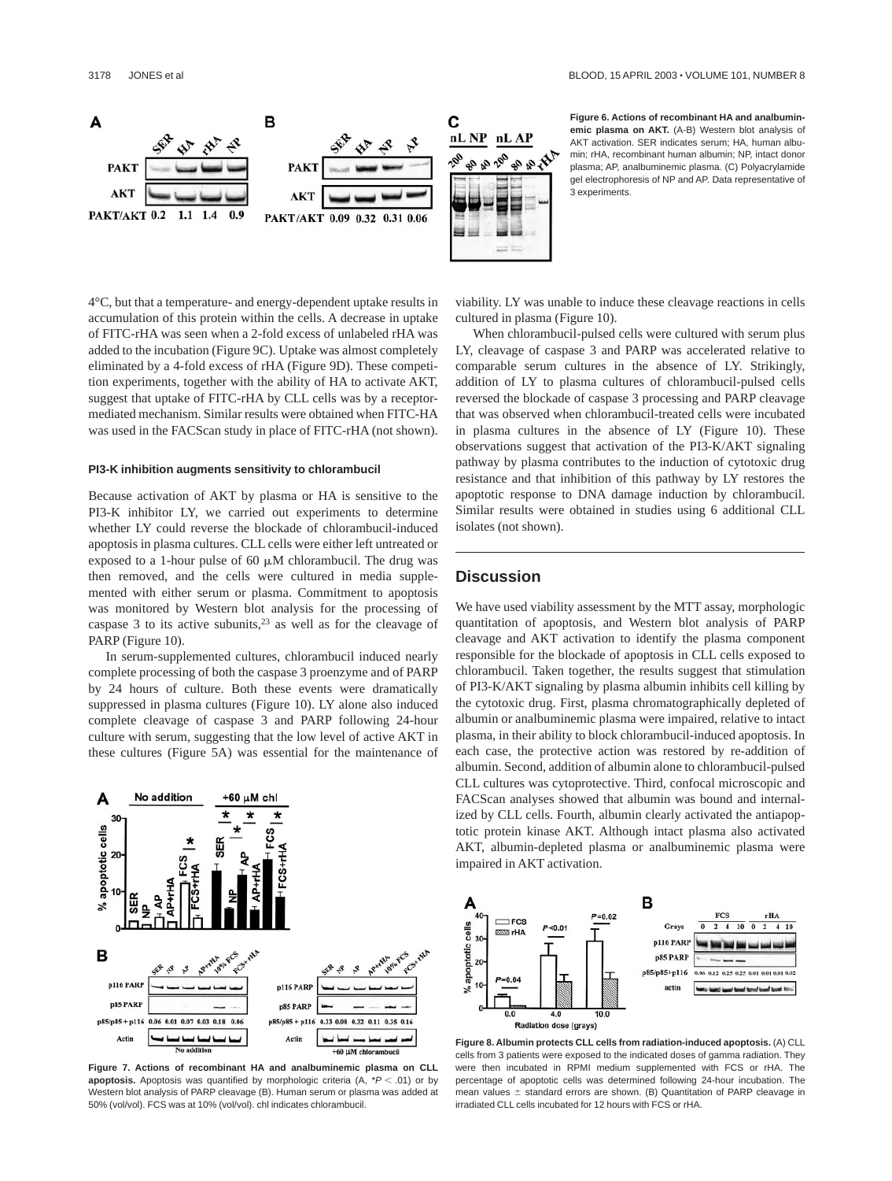**Figure 6. Actions of recombinant HA and analbuminemic plasma on AKT.** (A-B) Western blot analysis of AKT activation. SER indicates serum; HA, human albumin; rHA, recombinant human albumin; NP, intact donor plasma; AP, analbuminemic plasma. (C) Polyacrylamide gel electrophoresis of NP and AP. Data representative of 3 experiments.

4°C, but that a temperature- and energy-dependent uptake results in accumulation of this protein within the cells. A decrease in uptake of FITC-rHA was seen when a 2-fold excess of unlabeled rHA was added to the incubation (Figure 9C). Uptake was almost completely eliminated by a 4-fold excess of rHA (Figure 9D). These competition experiments, together with the ability of HA to activate AKT, suggest that uptake of FITC-rHA by CLL cells was by a receptor-mediated mechanism. Similar results were obtained when FITC-HA was used in the FACScan study in place of FITC-rHA (not shown).

### PI3-K inhibition augments sensitivity to chlorambucil

Because activation of AKT by plasma or HA is sensitive to the PI3-K inhibitor LY, we carried out experiments to determine whether LY could reverse the blockade of chlorambucil-induced apoptosis in plasma cultures. CLL cells were either left untreated or exposed to a 1-hour pulse of 60 μM chlorambucil. The drug was then removed, and the cells were cultured in media supplemented with either serum or plasma. Commitment to apoptosis was monitored by Western blot analysis for the processing of caspase 3 to its active subunits,[23] as well as for the cleavage of PARP (Figure 10).

In serum-supplemented cultures, chlorambucil induced nearly complete processing of both the caspase 3 proenzyme and of PARP by 24 hours of culture. Both these events were dramatically suppressed in plasma cultures (Figure 10). LY alone also induced complete cleavage of caspase 3 and PARP following 24-hour culture with serum, suggesting that the low level of active AKT in these cultures (Figure 5A) was essential for the maintenance of viability. LY was unable to induce these cleavage reactions in cells cultured in plasma (Figure 10).

When chlorambucil-pulsed cells were cultured with serum plus LY, cleavage of caspase 3 and PARP was accelerated relative to comparable serum cultures in the absence of LY. Strikingly, addition of LY to plasma cultures of chlorambucil-pulsed cells reversed the blockade of caspase 3 processing and PARP cleavage that was observed when chlorambucil-treated cells were incubated in plasma cultures in the absence of LY (Figure 10). These observations suggest that activation of the PI3-K/AKT signaling pathway by plasma contributes to the induction of cytotoxic drug resistance and that inhibition of this pathway by LY restores the apoptotic response to DNA damage induction by chlorambucil. Similar results were obtained in studies using 6 additional CLL isolates (not shown).

**Figure 7. Actions of recombinant HA and analbuminemic plasma on CLL apoptosis.** Apoptosis was quantified by morphologic criteria (A, $^*P < .01$) or by Western blot analysis of PARP cleavage (B). Human serum or plasma was added at 50% (vol/vol). FCS was at 10% (vol/vol). chl indicates chlorambucil.

## Discussion

We have used viability assessment by the MTT assay, morphologic quantitation of apoptosis, and Western blot analysis of PARP cleavage and AKT activation to identify the plasma component responsible for the blockade of apoptosis in CLL cells exposed to chlorambucil. Taken together, the results suggest that stimulation of PI3-K/AKT signaling by plasma albumin inhibits cell killing by the cytotoxic drug. First, plasma chromatographically depleted of albumin or analbuminemic plasma were impaired, relative to intact plasma, in their ability to block chlorambucil-induced apoptosis. In each case, the protective action was restored by re-addition of albumin. Second, addition of albumin alone to chlorambucil-pulsed CLL cultures was cytoprotective. Third, confocal microscopic and FACScan analyses showed that albumin was bound and internalized by CLL cells. Fourth, albumin clearly activated the antiapoptotic protein kinase AKT. Although intact plasma also activated AKT, albumin-depleted plasma or analbuminemic plasma were impaired in AKT activation.

**Figure 8. Albumin protects CLL cells from radiation-induced apoptosis.** (A) CLL cells from 3 patients were exposed to the indicated doses of gamma radiation. They were then incubated in RPMI medium supplemented with FCS or rHA. The percentage of apoptotic cells was determined following 24-hour incubation. The mean values ± standard errors are shown. (B) Quantitation of PARP cleavage in irradiated CLL cells incubated for 12 hours with FCS or rHA.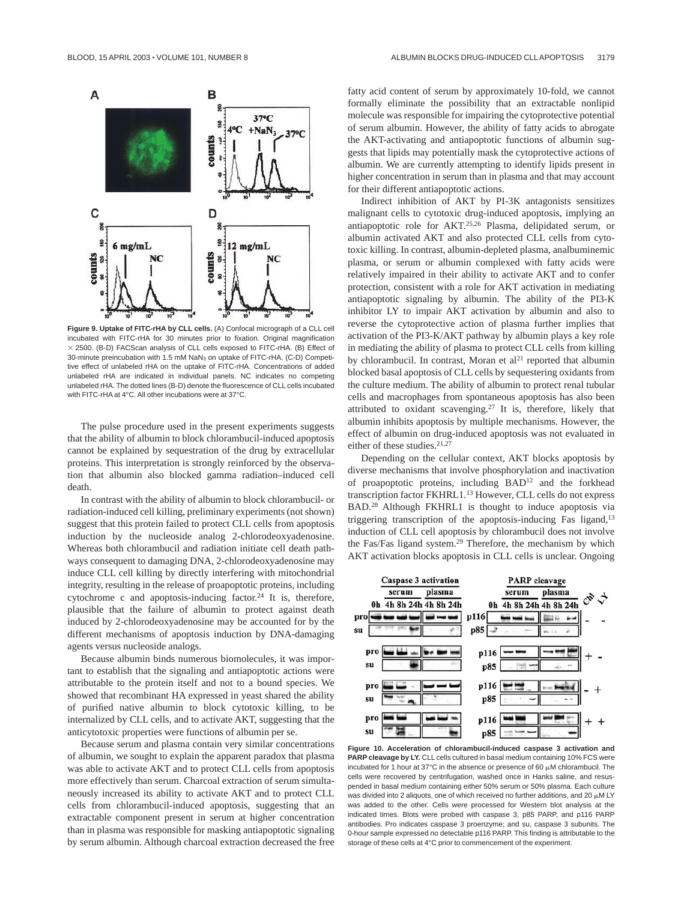Figure 9. Uptake of FITC-rHA by CLL cells. (A) Confocal micrograph of a CLL cell incubated with FITC-rHA for 30 minutes prior to fixation. Original magnification × 2500. (B-D) FACScan analysis of CLL cells exposed to FITC-rHA. (B) Effect of 30-minute preincubation with 1.5 mM $NaN_3$ on uptake of FITC-rHA. (C-D) Competitive effect of unlabeled rHA on the uptake of FITC-rHA. Concentrations of added unlabeled rHA are indicated in individual panels. NC indicates no competing unlabeled rHA. The dotted lines (B-D) denote the fluorescence of CLL cells incubated with FITC-rHA at 4°C. All other incubations were at 37°C.

The pulse procedure used in the present experiments suggests that the ability of albumin to block chlorambucil-induced apoptosis cannot be explained by sequestration of the drug by extracellular proteins. This interpretation is strongly reinforced by the observation that albumin also blocked gamma radiation–induced cell death.

In contrast with the ability of albumin to block chlorambucil- or radiation-induced cell killing, preliminary experiments (not shown) suggest that this protein failed to protect CLL cells from apoptosis induction by the nucleoside analog 2-chlorodeoxyadenosine. Whereas both chlorambucil and radiation initiate cell death pathways consequent to damaging DNA, 2-chlorodeoxyadenosine may induce CLL cell killing by directly interfering with mitochondrial integrity, resulting in the release of proapoptotic proteins, including cytochrome c and apoptosis-inducing factor.[24] It is, therefore, plausible that the failure of albumin to protect against death induced by 2-chlorodeoxyadenosine may be accounted for by the different mechanisms of apoptosis induction by DNA-damaging agents versus nucleoside analogs.

Because albumin binds numerous biomolecules, it was important to establish that the signaling and antiapoptotic actions were attributable to the protein itself and not to a bound species. We showed that recombinant HA expressed in yeast shared the ability of purified native albumin to block cytotoxic killing, to be internalized by CLL cells, and to activate AKT, suggesting that the anticytotoxic properties were functions of albumin per se.

Because serum and plasma contain very similar concentrations of albumin, we sought to explain the apparent paradox that plasma was able to activate AKT and to protect CLL cells from apoptosis more effectively than serum. Charcoal extraction of serum simultaneously increased its ability to activate AKT and to protect CLL cells from chlorambucil-induced apoptosis, suggesting that an extractable component present in serum at higher concentration than in plasma was responsible for masking antiapoptotic signaling by serum albumin. Although charcoal extraction decreased the free fatty acid content of serum by approximately 10-fold, we cannot formally eliminate the possibility that an extractable nonlipid molecule was responsible for impairing the cytoprotective potential of serum albumin. However, the ability of fatty acids to abrogate the AKT-activating and antiapoptotic functions of albumin suggests that lipids may potentially mask the cytoprotective actions of albumin. We are currently attempting to identify lipids present in higher concentration in serum than in plasma and that may account for their different antiapoptotic actions.

Indirect inhibition of AKT by PI-3K antagonists sensitizes malignant cells to cytotoxic drug-induced apoptosis, implying an antiapoptotic role for AKT.[25,26] Plasma, delipidated serum, or albumin activated AKT and also protected CLL cells from cytotoxic killing. In contrast, albumin-depleted plasma, analbuminemic plasma, or serum or albumin complexed with fatty acids were relatively impaired in their ability to activate AKT and to confer protection, consistent with a role for AKT activation in mediating antiapoptotic signaling by albumin. The ability of the PI3-K inhibitor LY to impair AKT activation by albumin and also to reverse the cytoprotective action of plasma further implies that activation of the PI3-K/AKT pathway by albumin plays a key role in mediating the ability of plasma to protect CLL cells from killing by chlorambucil. In contrast, Moran et al[21] reported that albumin blocked basal apoptosis of CLL cells by sequestering oxidants from the culture medium. The ability of albumin to protect renal tubular cells and macrophages from spontaneous apoptosis has also been attributed to oxidant scavenging.[27] It is, therefore, likely that albumin inhibits apoptosis by multiple mechanisms. However, the effect of albumin on drug-induced apoptosis was not evaluated in either of these studies.[21,27]

Depending on the cellular context, AKT blocks apoptosis by diverse mechanisms that involve phosphorylation and inactivation of proapoptotic proteins, including BAD[12] and the forkhead transcription factor FKHRL1.[13] However, CLL cells do not express BAD.[28] Although FKHRL1 is thought to induce apoptosis via triggering transcription of the apoptosis-inducing Fas ligand,[13] induction of CLL cell apoptosis by chlorambucil does not involve the Fas/Fas ligand system.[29] Therefore, the mechanism by which AKT activation blocks apoptosis in CLL cells is unclear. Ongoing

Figure 10. Acceleration of chlorambucil-induced caspase 3 activation and PARP cleavage by LY. CLL cells cultured in basal medium containing 10% FCS were incubated for 1 hour at 37°C in the absence or presence of 60 μM chlorambucil. The cells were recovered by centrifugation, washed once in Hanks saline, and resuspended in basal medium containing either 50% serum or 50% plasma. Each culture was divided into 2 aliquots, one of which received no further additions, and 20 μM LY was added to the other. Cells were processed for Western blot analysis at the indicated times. Blots were probed with caspase 3, p85 PARP, and p116 PARP antibodies. Pro indicates caspase 3 proenzyme; and su, caspase 3 subunits. The 0-hour sample expressed no detectable p116 PARP. This finding is attributable to the storage of these cells at 4°C prior to commencement of the experiment.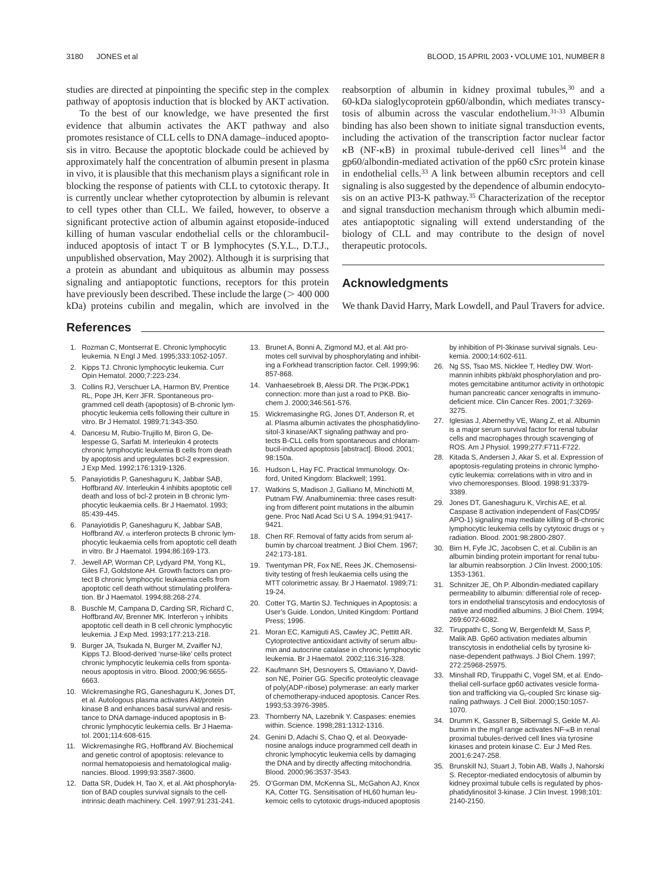studies are directed at pinpointing the specific step in the complex pathway of apoptosis induction that is blocked by AKT activation.

To the best of our knowledge, we have presented the first evidence that albumin activates the AKT pathway and also promotes resistance of CLL cells to DNA damage–induced apoptosis in vitro. Because the apoptotic blockade could be achieved by approximately half the concentration of albumin present in plasma in vivo, it is plausible that this mechanism plays a significant role in blocking the response of patients with CLL to cytotoxic therapy. It is currently unclear whether cytoprotection by albumin is relevant to cell types other than CLL. We failed, however, to observe a significant protective action of albumin against etoposide-induced killing of human vascular endothelial cells or the chlorambucil-induced apoptosis of intact T or B lymphocytes (S.Y.L., D.T.J., unpublished observation, May 2002). Although it is surprising that a protein as abundant and ubiquitous as albumin may possess signaling and antiapoptotic functions, receptors for this protein have previously been described. These include the large ($>$ 400 000 kDa) proteins cubilin and megalin, which are involved in the reabsorption of albumin in kidney proximal tubules,[30] and a 60-kDa sialoglycoprotein gp60/albondin, which mediates transcytosis of albumin across the vascular endothelium.[31-33] Albumin binding has also been shown to initiate signal transduction events, including the activation of the transcription factor nuclear factor κB (NF-κB) in proximal tubule-derived cell lines[34] and the gp60/albondin-mediated activation of the pp60 cSrc protein kinase in endothelial cells.[33] A link between albumin receptors and cell signaling is also suggested by the dependence of albumin endocytosis on an active PI3-K pathway.[35] Characterization of the receptor and signal transduction mechanism through which albumin mediates antiapoptotic signaling will extend understanding of the biology of CLL and may contribute to the design of novel therapeutic protocols.

## Acknowledgments

We thank David Harry, Mark Lowdell, and Paul Travers for advice.

## References

1. Rozman C, Montserrat E. Chronic lymphocytic leukemia. N Engl J Med. 1995;333:1052-1057.
2. Kipps TJ. Chronic lymphocytic leukemia. Curr Opin Hematol. 2000;7:223-234.
3. Collins RJ, Verschuer LA, Harmon BV, Prentice RL, Pope JH, Kerr JFR. Spontaneous programmed cell death (apoptosis) of B-chronic lymphocytic leukemia cells following their culture in vitro. Br J Hematol. 1989;71:343-350.
4. Dancesu M, Rubio-Trujillo M, Biron G, Delespesse G, Sarfati M. Interleukin 4 protects chronic lymphocytic leukemia B cells from death by apoptosis and upregulates bcl-2 expression. J Exp Med. 1992;176:1319-1326.
5. Panayiotidis P, Ganeshaguru K, Jabbar SAB, Hoffbrand AV. Interleukin 4 inhibits apoptotic cell death and loss of bcl-2 protein in B chronic lymphocytic leukaemia cells. Br J Haematol. 1993; 85:439-445.
6. Panayiotidis P, Ganeshaguru K, Jabbar SAB, Hoffbrand AV. α interferon protects B chronic lymphocytic leukaemia cells from apoptotic cell death in vitro. Br J Haematol. 1994;86:169-173.
7. Jewell AP, Worman CP, Lydyard PM, Yong KL, Giles FJ, Goldstone AH. Growth factors can protect B chronic lymphocytic leukaemia cells from apoptotic cell death without stimulating proliferation. Br J Haematol. 1994;88:268-274.
8. Buschle M, Campana D, Carding SR, Richard C, Hoffbrand AV, Brenner MK. Interferon γ inhibits apoptotic cell death in B cell chronic lymphocytic leukemia. J Exp Med. 1993;177:213-218.
9. Burger JA, Tsukada N, Burger M, Zvaifler NJ, Kipps TJ. Blood-derived 'nurse-like' cells protect chronic lymphocytic leukemia cells from spontaneous apoptosis in vitro. Blood. 2000;96:6655-6663.
10. Wickremasinghe RG, Ganeshaguru K, Jones DT, et al. Autologous plasma activates Akt/protein kinase B and enhances basal survival and resistance to DNA damage-induced apoptosis in B-chronic lymphocytic leukaemia cells. Br J Haematol. 2001;114:608-615.
11. Wickremasinghe RG, Hoffbrand AV. Biochemical and genetic control of apoptosis: relevance to normal hematopoiesis and hematological malignancies. Blood. 1999;93:3587-3600.
12. Datta SR, Dudek H, Tao X, et al. Akt phosphorylation of BAD couples survival signals to the cell-intrinsic death machinery. Cell. 1997;91:231-241.
13. Brunet A, Bonni A, Zigmond MJ, et al. Akt promotes cell survival by phosphorylating and inhibiting a Forkhead transcription factor. Cell. 1999;96: 857-868.
14. Vanhaesebroek B, Alessi DR. The PI3K-PDK1 connection: more than just a road to PKB. Biochem J. 2000;346:561-576.
15. Wickremasinghe RG, Jones DT, Anderson R, et al. Plasma albumin activates the phosphatidylinositol-3 kinase/AKT signaling pathway and protects B-CLL cells from spontaneous and chlorambucil-induced apoptosis [abstract]. Blood. 2001; 98:150a.
16. Hudson L, Hay FC. Practical Immunology. Oxford, United Kingdom: Blackwell; 1991.
17. Watkins S, Madison J, Galliano M, Minchiotti M, Putnam FW. Analbuminemia: three cases resulting from different point mutations in the albumin gene. Proc Natl Acad Sci U S A. 1994;91:9417-9421.
18. Chen RF. Removal of fatty acids from serum albumin by charcoal treatment. J Biol Chem. 1967; 242:173-181.
19. Twentyman PR, Fox NE, Rees JK. Chemosensitivity testing of fresh leukaemia cells using the MTT colorimetric assay. Br J Haematol. 1989;71: 19-24.
20. Cotter TG, Martin SJ. Techniques in Apoptosis: a User's Guide. London, United Kingdom: Portland Press; 1996.
21. Moran EC, Kamiguti AS, Cawley JC, Pettitt AR. Cytoprotective antioxidant activity of serum albumin and autocrine catalase in chronic lymphocytic leukemia. Br J Haematol. 2002;116:316-328.
22. Kaufmann SH, Desnoyers S, Ottaviano Y, Davidson NE, Poirier GG. Specific proteolytic cleavage of poly(ADP-ribose) polymerase: an early marker of chemotherapy-induced apoptosis. Cancer Res. 1993;53:3976-3985.
23. Thornberry NA, Lazebnik Y. Caspases: enemies within. Science. 1998;281:1312-1316.
24. Genini D, Adachi S, Chao Q, et al. Deoxyadenosine analogs induce programmed cell death in chronic lymphocytic leukemia cells by damaging the DNA and by directly affecting mitochondria. Blood. 2000;96:3537-3543.
25. O'Gorman DM, McKenna SL, McGahon AJ, Knox KA, Cotter TG. Sensitisation of HL60 human leukemoic cells to cytotoxic drugs-induced apoptosis by inhibition of PI-3kinase survival signals. Leukemia. 2000;14:602-611.
26. Ng SS, Tsao MS, Nicklee T, Hedley DW. Wortmannin inhibits pkb/akt phosphorylation and promotes gemcitabine antitumor activity in orthotopic human pancreatic cancer xenografts in immunodeficient mice. Clin Cancer Res. 2001;7:3269-3275.
27. Iglesias J, Abernethy VE, Wang Z, et al. Albumin is a major serum survival factor for renal tubular cells and macrophages through scavenging of ROS. Am J Physiol. 1999;277:F711-F722.
28. Kitada S, Andersen J, Akar S, et al. Expression of apoptosis-regulating proteins in chronic lymphocytic leukemia: correlations with in vitro and in vivo chemoresponses. Blood. 1998:91:3379-3389.
29. Jones DT, Ganeshaguru K, Virchis AE, et al. Caspase 8 activation independent of Fas(CD95/APO-1) signaling may mediate killing of B-chronic lymphocytic leukemia cells by cytotoxic drugs or γ radiation. Blood. 2001:98:2800-2807.
30. Birn H, Fyfe JC, Jacobsen C, et al. Cubilin is an albumin binding protein important for renal tubular albumin reabsorption. J Clin Invest. 2000;105: 1353-1361.
31. Schnitzer JE, Oh P. Albondin-mediated capillary permeability to albumin: differential role of receptors in endothelial transcytosis and endocytosis of native and modified albumins. J Biol Chem. 1994; 269:6072-6082.
32. Tiruppathi C, Song W, Bergenfeldt M, Sass P, Malik AB. Gp60 activation mediates albumin transcytosis in endothelial cells by tyrosine kinase-dependent pathways. J Biol Chem. 1997; 272:25968-25975.
33. Minshall RD, Tiruppathi C, Vogel SM, et al. Endothelial cell-surface gp60 activates vesicle formation and trafficking via $G_i$-coupled Src kinase signaling pathways. J Cell Biol. 2000;150:1057-1070.
34. Drumm K, Gassner B, Silbernagl S, Gekle M. Albumin in the mg/l range activates NF-κB in renal proximal tubules-derived cell lines via tyrosine kinases and protein kinase C. Eur J Med Res. 2001;6:247-258.
35. Brunskill NJ, Stuart J, Tobin AB, Walls J, Nahorski S. Receptor-mediated endocytosis of albumin by kidney proximal tubule cells is regulated by phosphatidylinositol 3-kinase. J Clin Invest. 1998;101: 2140-2150.